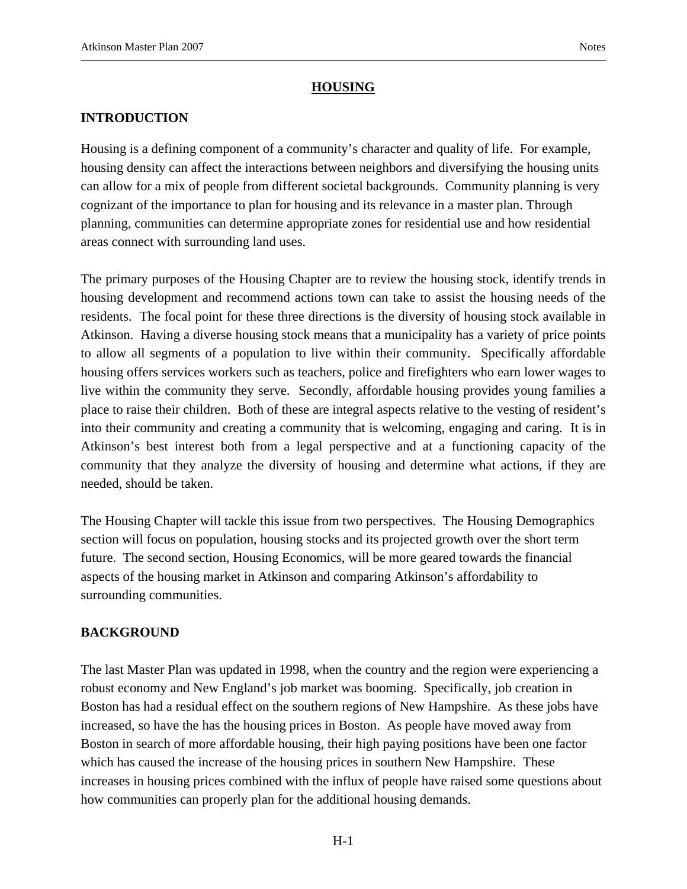# HOUSING

## INTRODUCTION

Housing is a defining component of a community's character and quality of life. For example, housing density can affect the interactions between neighbors and diversifying the housing units can allow for a mix of people from different societal backgrounds. Community planning is very cognizant of the importance to plan for housing and its relevance in a master plan. Through planning, communities can determine appropriate zones for residential use and how residential areas connect with surrounding land uses.

The primary purposes of the Housing Chapter are to review the housing stock, identify trends in housing development and recommend actions town can take to assist the housing needs of the residents. The focal point for these three directions is the diversity of housing stock available in Atkinson. Having a diverse housing stock means that a municipality has a variety of price points to allow all segments of a population to live within their community. Specifically affordable housing offers services workers such as teachers, police and firefighters who earn lower wages to live within the community they serve. Secondly, affordable housing provides young families a place to raise their children. Both of these are integral aspects relative to the vesting of resident's into their community and creating a community that is welcoming, engaging and caring. It is in Atkinson's best interest both from a legal perspective and at a functioning capacity of the community that they analyze the diversity of housing and determine what actions, if they are needed, should be taken.

The Housing Chapter will tackle this issue from two perspectives. The Housing Demographics section will focus on population, housing stocks and its projected growth over the short term future. The second section, Housing Economics, will be more geared towards the financial aspects of the housing market in Atkinson and comparing Atkinson's affordability to surrounding communities.

## BACKGROUND

The last Master Plan was updated in 1998, when the country and the region were experiencing a robust economy and New England's job market was booming. Specifically, job creation in Boston has had a residual effect on the southern regions of New Hampshire. As these jobs have increased, so have the has the housing prices in Boston. As people have moved away from Boston in search of more affordable housing, their high paying positions have been one factor which has caused the increase of the housing prices in southern New Hampshire. These increases in housing prices combined with the influx of people have raised some questions about how communities can properly plan for the additional housing demands.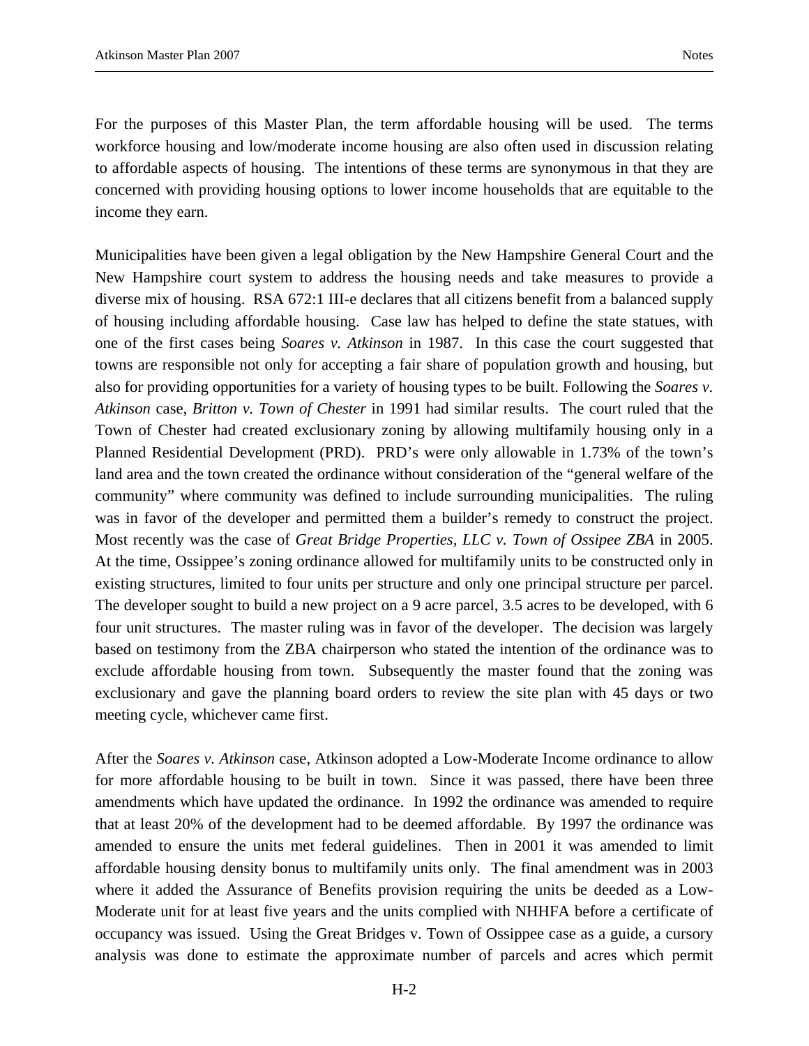For the purposes of this Master Plan, the term affordable housing will be used. The terms workforce housing and low/moderate income housing are also often used in discussion relating to affordable aspects of housing. The intentions of these terms are synonymous in that they are concerned with providing housing options to lower income households that are equitable to the income they earn.

Municipalities have been given a legal obligation by the New Hampshire General Court and the New Hampshire court system to address the housing needs and take measures to provide a diverse mix of housing. RSA 672:1 III-e declares that all citizens benefit from a balanced supply of housing including affordable housing. Case law has helped to define the state statues, with one of the first cases being *Soares v. Atkinson* in 1987. In this case the court suggested that towns are responsible not only for accepting a fair share of population growth and housing, but also for providing opportunities for a variety of housing types to be built. Following the *Soares v. Atkinson* case, *Britton v. Town of Chester* in 1991 had similar results. The court ruled that the Town of Chester had created exclusionary zoning by allowing multifamily housing only in a Planned Residential Development (PRD). PRD's were only allowable in 1.73% of the town's land area and the town created the ordinance without consideration of the "general welfare of the community" where community was defined to include surrounding municipalities. The ruling was in favor of the developer and permitted them a builder's remedy to construct the project. Most recently was the case of *Great Bridge Properties, LLC v. Town of Ossipee ZBA* in 2005. At the time, Ossipee's zoning ordinance allowed for multifamily units to be constructed only in existing structures, limited to four units per structure and only one principal structure per parcel. The developer sought to build a new project on a 9 acre parcel, 3.5 acres to be developed, with 6 four unit structures. The master ruling was in favor of the developer. The decision was largely based on testimony from the ZBA chairperson who stated the intention of the ordinance was to exclude affordable housing from town. Subsequently the master found that the zoning was exclusionary and gave the planning board orders to review the site plan with 45 days or two meeting cycle, whichever came first.

After the *Soares v. Atkinson* case, Atkinson adopted a Low-Moderate Income ordinance to allow for more affordable housing to be built in town. Since it was passed, there have been three amendments which have updated the ordinance. In 1992 the ordinance was amended to require that at least 20% of the development had to be deemed affordable. By 1997 the ordinance was amended to ensure the units met federal guidelines. Then in 2001 it was amended to limit affordable housing density bonus to multifamily units only. The final amendment was in 2003 where it added the Assurance of Benefits provision requiring the units be deeded as a Low-Moderate unit for at least five years and the units complied with NHHFA before a certificate of occupancy was issued. Using the Great Bridges v. Town of Ossipee case as a guide, a cursory analysis was done to estimate the approximate number of parcels and acres which permit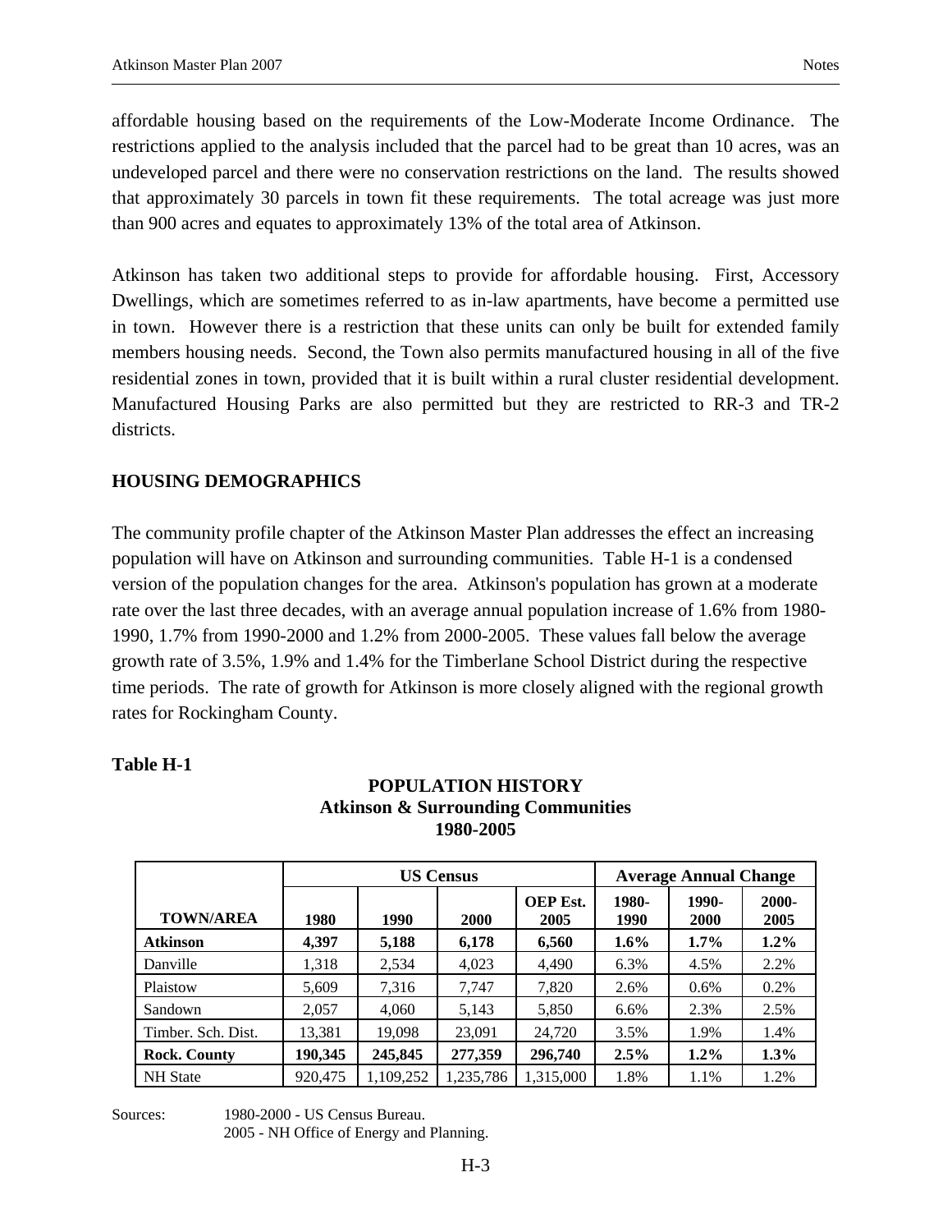affordable housing based on the requirements of the Low-Moderate Income Ordinance. The restrictions applied to the analysis included that the parcel had to be great than 10 acres, was an undeveloped parcel and there were no conservation restrictions on the land. The results showed that approximately 30 parcels in town fit these requirements. The total acreage was just more than 900 acres and equates to approximately 13% of the total area of Atkinson.

Atkinson has taken two additional steps to provide for affordable housing. First, Accessory Dwellings, which are sometimes referred to as in-law apartments, have become a permitted use in town. However there is a restriction that these units can only be built for extended family members housing needs. Second, the Town also permits manufactured housing in all of the five residential zones in town, provided that it is built within a rural cluster residential development. Manufactured Housing Parks are also permitted but they are restricted to RR-3 and TR-2 districts.

## HOUSING DEMOGRAPHICS

The community profile chapter of the Atkinson Master Plan addresses the effect an increasing population will have on Atkinson and surrounding communities. Table H-1 is a condensed version of the population changes for the area. Atkinson's population has grown at a moderate rate over the last three decades, with an average annual population increase of 1.6% from 1980-1990, 1.7% from 1990-2000 and 1.2% from 2000-2005. These values fall below the average growth rate of 3.5%, 1.9% and 1.4% for the Timberlane School District during the respective time periods. The rate of growth for Atkinson is more closely aligned with the regional growth rates for Rockingham County.

**Table H-1**

**POPULATION HISTORY**
**Atkinson & Surrounding Communities**
**1980-2005**

| | US Census | | | | Average Annual Change | | |
|---|---|---|---|---|---|---|---|
| **TOWN/AREA** | **1980** | **1990** | **2000** | **OEP Est. 2005** | **1980-1990** | **1990-2000** | **2000-2005** |
| **Atkinson** | **4,397** | **5,188** | **6,178** | **6,560** | **1.6%** | **1.7%** | **1.2%** |
| Danville | 1,318 | 2,534 | 4,023 | 4,490 | 6.3% | 4.5% | 2.2% |
| Plaistow | 5,609 | 7,316 | 7,747 | 7,820 | 2.6% | 0.6% | 0.2% |
| Sandown | 2,057 | 4,060 | 5,143 | 5,850 | 6.6% | 2.3% | 2.5% |
| Timber. Sch. Dist. | 13,381 | 19,098 | 23,091 | 24,720 | 3.5% | 1.9% | 1.4% |
| **Rock. County** | **190,345** | **245,845** | **277,359** | **296,740** | **2.5%** | **1.2%** | **1.3%** |
| NH State | 920,475 | 1,109,252 | 1,235,786 | 1,315,000 | 1.8% | 1.1% | 1.2% |

Sources: 1980-2000 - US Census Bureau.
2005 - NH Office of Energy and Planning.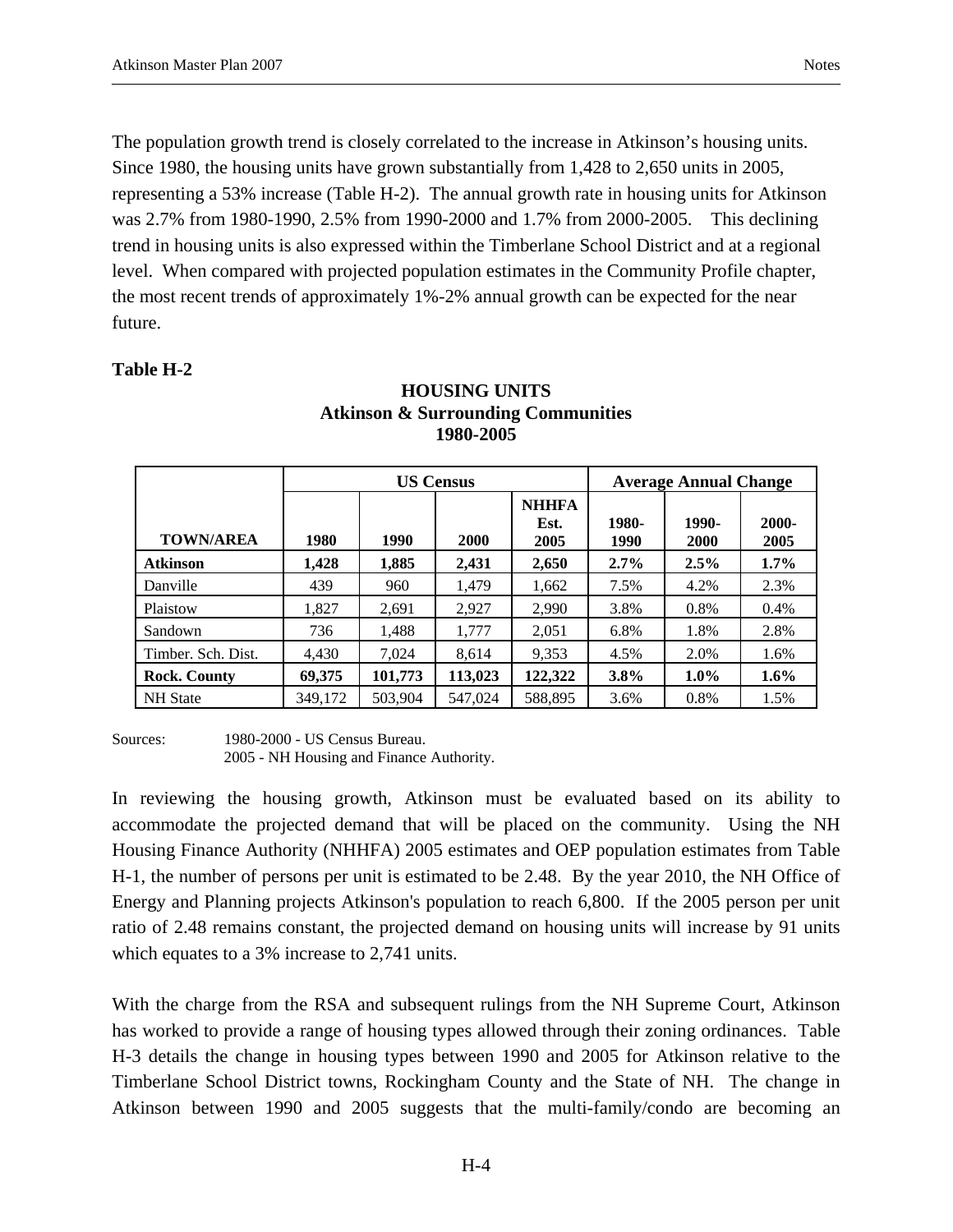The population growth trend is closely correlated to the increase in Atkinson's housing units. Since 1980, the housing units have grown substantially from 1,428 to 2,650 units in 2005, representing a 53% increase (Table H-2). The annual growth rate in housing units for Atkinson was 2.7% from 1980-1990, 2.5% from 1990-2000 and 1.7% from 2000-2005. This declining trend in housing units is also expressed within the Timberlane School District and at a regional level. When compared with projected population estimates in the Community Profile chapter, the most recent trends of approximately 1%-2% annual growth can be expected for the near future.

**Table H-2**

**HOUSING UNITS**
**Atkinson & Surrounding Communities**
**1980-2005**

| | US Census | | | | Average Annual Change | | |
|---|---|---|---|---|---|---|---|
| **TOWN/AREA** | **1980** | **1990** | **2000** | **NHHFA Est. 2005** | **1980-1990** | **1990-2000** | **2000-2005** |
| **Atkinson** | **1,428** | **1,885** | **2,431** | **2,650** | **2.7%** | **2.5%** | **1.7%** |
| Danville | 439 | 960 | 1,479 | 1,662 | 7.5% | 4.2% | 2.3% |
| Plaistow | 1,827 | 2,691 | 2,927 | 2,990 | 3.8% | 0.8% | 0.4% |
| Sandown | 736 | 1,488 | 1,777 | 2,051 | 6.8% | 1.8% | 2.8% |
| Timber. Sch. Dist. | 4,430 | 7,024 | 8,614 | 9,353 | 4.5% | 2.0% | 1.6% |
| **Rock. County** | **69,375** | **101,773** | **113,023** | **122,322** | **3.8%** | **1.0%** | **1.6%** |
| NH State | 349,172 | 503,904 | 547,024 | 588,895 | 3.6% | 0.8% | 1.5% |

Sources: 1980-2000 - US Census Bureau.
2005 - NH Housing and Finance Authority.

In reviewing the housing growth, Atkinson must be evaluated based on its ability to accommodate the projected demand that will be placed on the community. Using the NH Housing Finance Authority (NHHFA) 2005 estimates and OEP population estimates from Table H-1, the number of persons per unit is estimated to be 2.48. By the year 2010, the NH Office of Energy and Planning projects Atkinson's population to reach 6,800. If the 2005 person per unit ratio of 2.48 remains constant, the projected demand on housing units will increase by 91 units which equates to a 3% increase to 2,741 units.

With the charge from the RSA and subsequent rulings from the NH Supreme Court, Atkinson has worked to provide a range of housing types allowed through their zoning ordinances. Table H-3 details the change in housing types between 1990 and 2005 for Atkinson relative to the Timberlane School District towns, Rockingham County and the State of NH. The change in Atkinson between 1990 and 2005 suggests that the multi-family/condo are becoming an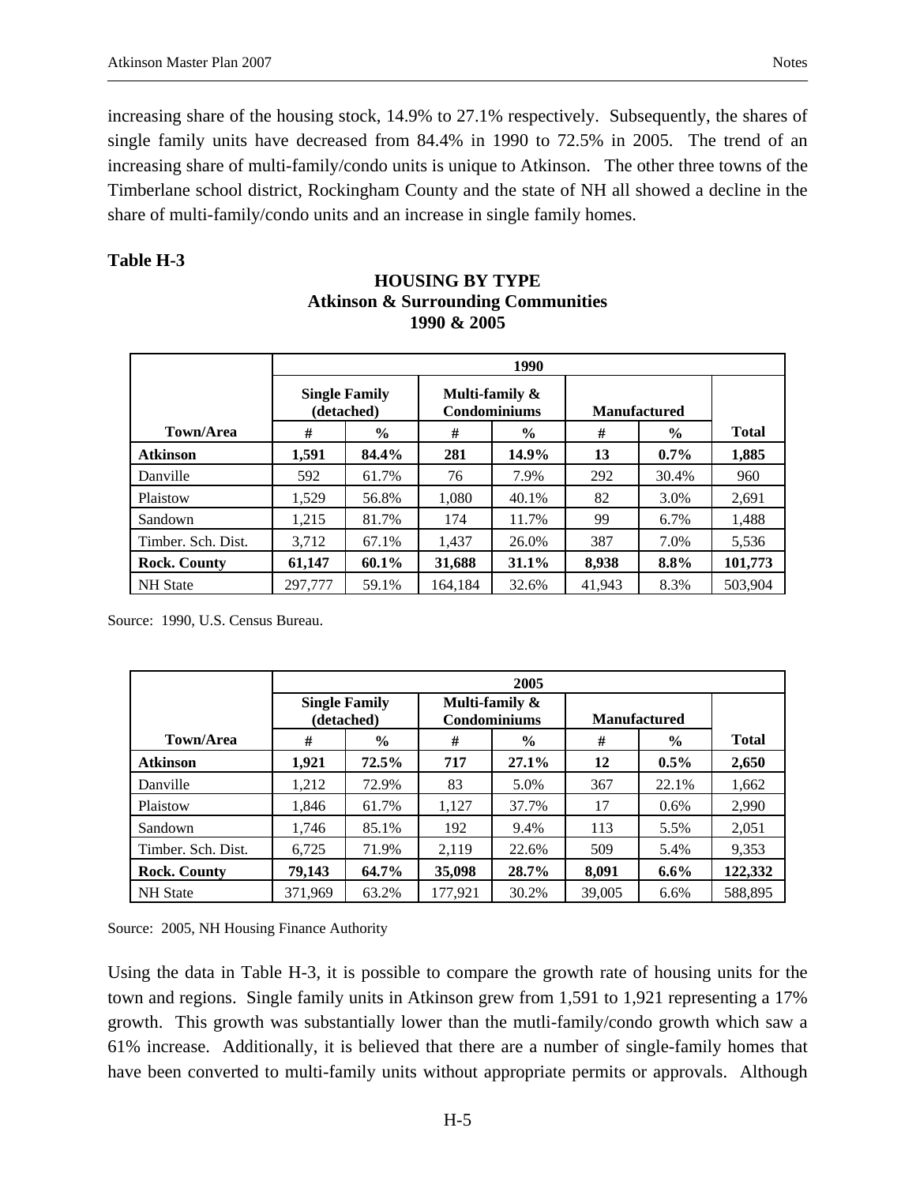increasing share of the housing stock, 14.9% to 27.1% respectively. Subsequently, the shares of single family units have decreased from 84.4% in 1990 to 72.5% in 2005. The trend of an increasing share of multi-family/condo units is unique to Atkinson. The other three towns of the Timberlane school district, Rockingham County and the state of NH all showed a decline in the share of multi-family/condo units and an increase in single family homes.

**Table H-3**

**HOUSING BY TYPE**
**Atkinson & Surrounding Communities**
**1990 & 2005**

| | 1990 | | | | | | |
|---|---|---|---|---|---|---|---|
| | Single Family (detached) | | Multi-family & Condominiums | | Manufactured | | |
| **Town/Area** | # | % | # | % | # | % | **Total** |
| **Atkinson** | **1,591** | **84.4%** | **281** | **14.9%** | **13** | **0.7%** | **1,885** |
| Danville | 592 | 61.7% | 76 | 7.9% | 292 | 30.4% | 960 |
| Plaistow | 1,529 | 56.8% | 1,080 | 40.1% | 82 | 3.0% | 2,691 |
| Sandown | 1,215 | 81.7% | 174 | 11.7% | 99 | 6.7% | 1,488 |
| Timber. Sch. Dist. | 3,712 | 67.1% | 1,437 | 26.0% | 387 | 7.0% | 5,536 |
| **Rock. County** | **61,147** | **60.1%** | **31,688** | **31.1%** | **8,938** | **8.8%** | **101,773** |
| NH State | 297,777 | 59.1% | 164,184 | 32.6% | 41,943 | 8.3% | 503,904 |

Source: 1990, U.S. Census Bureau.

| | 2005 | | | | | | |
|---|---|---|---|---|---|---|---|
| | Single Family (detached) | | Multi-family & Condominiums | | Manufactured | | |
| **Town/Area** | # | % | # | % | # | % | **Total** |
| **Atkinson** | **1,921** | **72.5%** | **717** | **27.1%** | **12** | **0.5%** | **2,650** |
| Danville | 1,212 | 72.9% | 83 | 5.0% | 367 | 22.1% | 1,662 |
| Plaistow | 1,846 | 61.7% | 1,127 | 37.7% | 17 | 0.6% | 2,990 |
| Sandown | 1,746 | 85.1% | 192 | 9.4% | 113 | 5.5% | 2,051 |
| Timber. Sch. Dist. | 6,725 | 71.9% | 2,119 | 22.6% | 509 | 5.4% | 9,353 |
| **Rock. County** | **79,143** | **64.7%** | **35,098** | **28.7%** | **8,091** | **6.6%** | **122,332** |
| NH State | 371,969 | 63.2% | 177,921 | 30.2% | 39,005 | 6.6% | 588,895 |

Source: 2005, NH Housing Finance Authority

Using the data in Table H-3, it is possible to compare the growth rate of housing units for the town and regions. Single family units in Atkinson grew from 1,591 to 1,921 representing a 17% growth. This growth was substantially lower than the mutli-family/condo growth which saw a 61% increase. Additionally, it is believed that there are a number of single-family homes that have been converted to multi-family units without appropriate permits or approvals. Although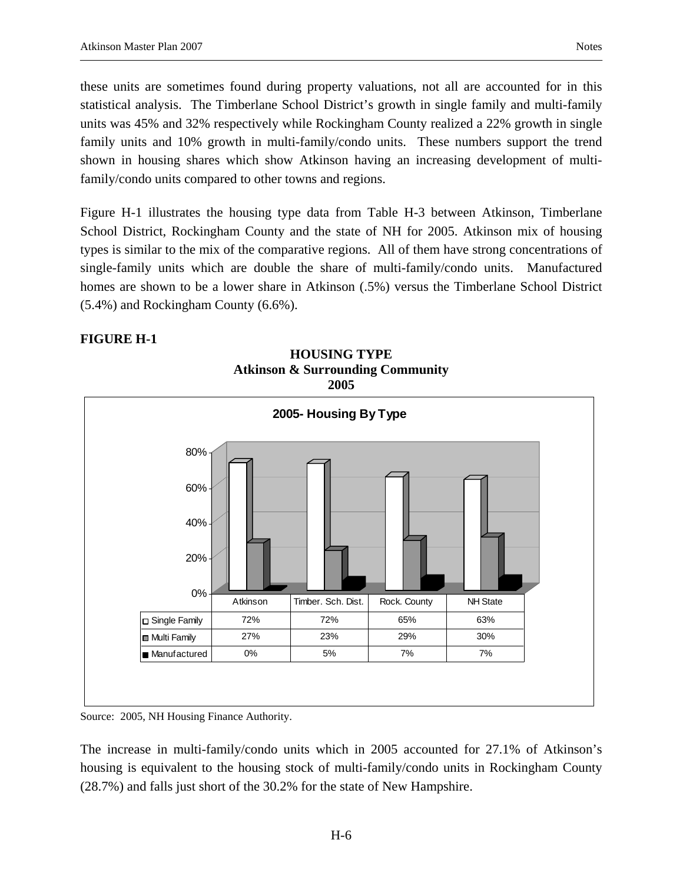these units are sometimes found during property valuations, not all are accounted for in this statistical analysis. The Timberlane School District's growth in single family and multi-family units was 45% and 32% respectively while Rockingham County realized a 22% growth in single family units and 10% growth in multi-family/condo units. These numbers support the trend shown in housing shares which show Atkinson having an increasing development of multi-family/condo units compared to other towns and regions.

Figure H-1 illustrates the housing type data from Table H-3 between Atkinson, Timberlane School District, Rockingham County and the state of NH for 2005. Atkinson mix of housing types is similar to the mix of the comparative regions. All of them have strong concentrations of single-family units which are double the share of multi-family/condo units. Manufactured homes are shown to be a lower share in Atkinson (.5%) versus the Timberlane School District (5.4%) and Rockingham County (6.6%).

**FIGURE H-1**

**HOUSING TYPE**
**Atkinson & Surrounding Community**
**2005**

**2005- Housing By Type**

| | Atkinson | Timber. Sch. Dist. | Rock. County | NH State |
|---|---|---|---|---|
| Single Family | 72% | 72% | 65% | 63% |
| Multi Family | 27% | 23% | 29% | 30% |
| Manufactured | 0% | 5% | 7% | 7% |

Source: 2005, NH Housing Finance Authority.

The increase in multi-family/condo units which in 2005 accounted for 27.1% of Atkinson's housing is equivalent to the housing stock of multi-family/condo units in Rockingham County (28.7%) and falls just short of the 30.2% for the state of New Hampshire.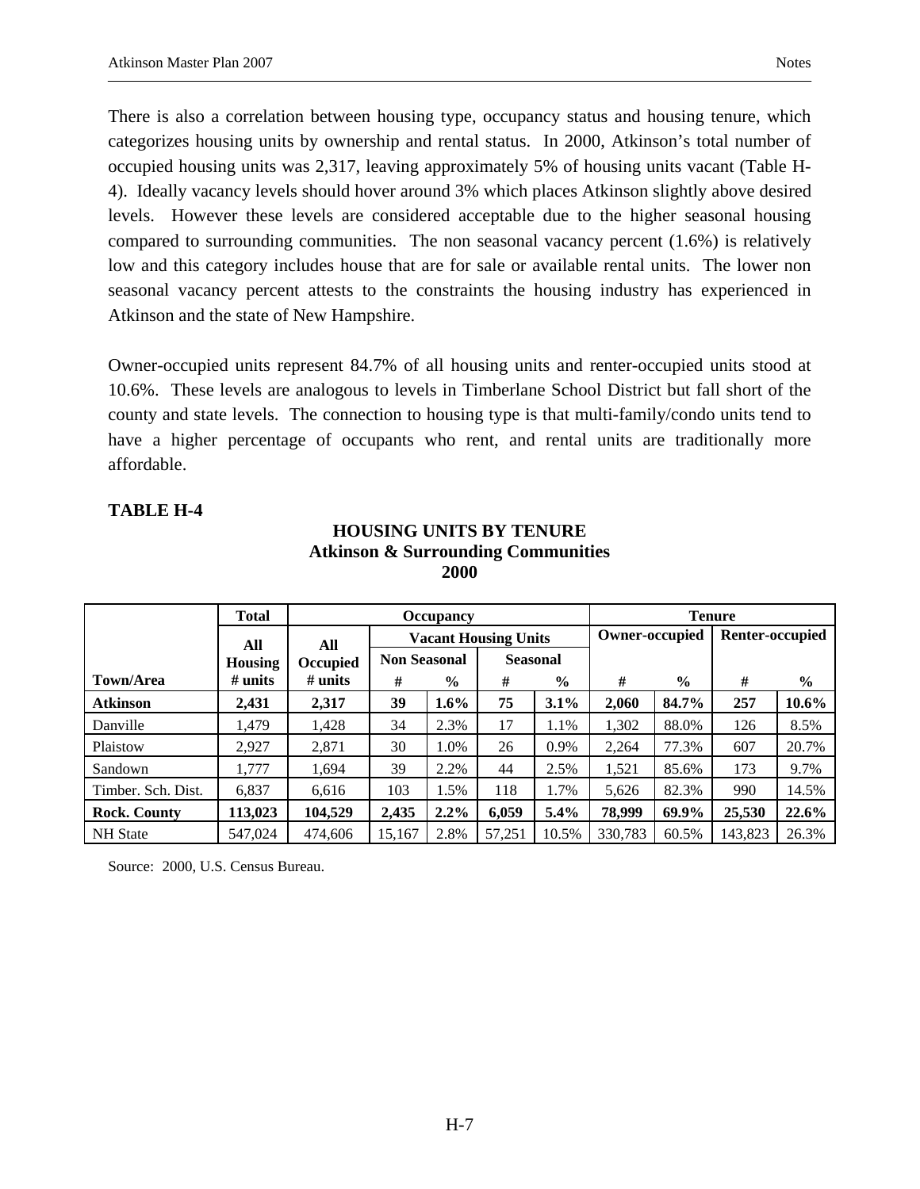There is also a correlation between housing type, occupancy status and housing tenure, which categorizes housing units by ownership and rental status. In 2000, Atkinson's total number of occupied housing units was 2,317, leaving approximately 5% of housing units vacant (Table H-4). Ideally vacancy levels should hover around 3% which places Atkinson slightly above desired levels. However these levels are considered acceptable due to the higher seasonal housing compared to surrounding communities. The non seasonal vacancy percent (1.6%) is relatively low and this category includes house that are for sale or available rental units. The lower non seasonal vacancy percent attests to the constraints the housing industry has experienced in Atkinson and the state of New Hampshire.

Owner-occupied units represent 84.7% of all housing units and renter-occupied units stood at 10.6%. These levels are analogous to levels in Timberlane School District but fall short of the county and state levels. The connection to housing type is that multi-family/condo units tend to have a higher percentage of occupants who rent, and rental units are traditionally more affordable.

**TABLE H-4**

**HOUSING UNITS BY TENURE**
**Atkinson & Surrounding Communities**
**2000**

| | Total | Occupancy | | | | | Tenure | | | |
|---|---|---|---|---|---|---|---|---|---|---|
| | All Housing | All Occupied | Vacant Housing Units | | | | Owner-occupied | | Renter-occupied | |
| | | | Non Seasonal | | Seasonal | | | | | |
| **Town/Area** | **# units** | **# units** | **#** | **%** | **#** | **%** | **#** | **%** | **#** | **%** |
| **Atkinson** | **2,431** | **2,317** | **39** | **1.6%** | **75** | **3.1%** | **2,060** | **84.7%** | **257** | **10.6%** |
| Danville | 1,479 | 1,428 | 34 | 2.3% | 17 | 1.1% | 1,302 | 88.0% | 126 | 8.5% |
| Plaistow | 2,927 | 2,871 | 30 | 1.0% | 26 | 0.9% | 2,264 | 77.3% | 607 | 20.7% |
| Sandown | 1,777 | 1,694 | 39 | 2.2% | 44 | 2.5% | 1,521 | 85.6% | 173 | 9.7% |
| Timber. Sch. Dist. | 6,837 | 6,616 | 103 | 1.5% | 118 | 1.7% | 5,626 | 82.3% | 990 | 14.5% |
| **Rock. County** | **113,023** | **104,529** | **2,435** | **2.2%** | **6,059** | **5.4%** | **78,999** | **69.9%** | **25,530** | **22.6%** |
| NH State | 547,024 | 474,606 | 15,167 | 2.8% | 57,251 | 10.5% | 330,783 | 60.5% | 143,823 | 26.3% |

Source: 2000, U.S. Census Bureau.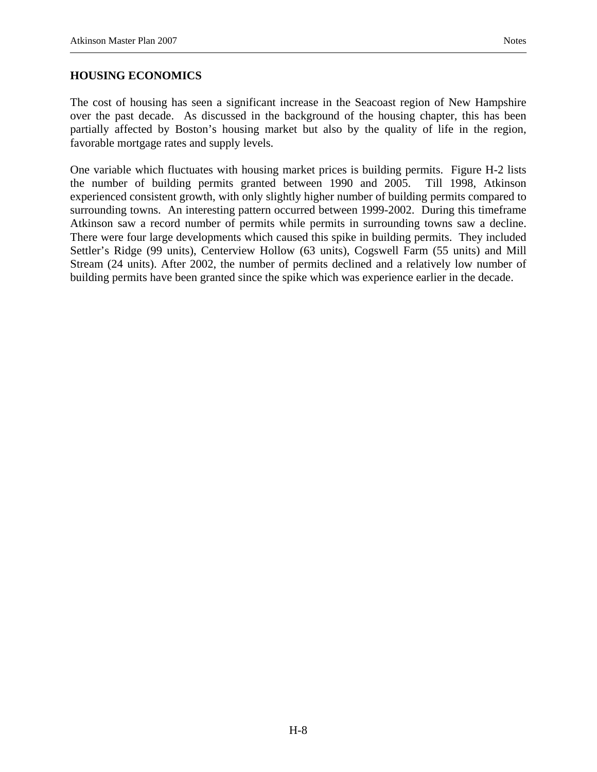## HOUSING ECONOMICS

The cost of housing has seen a significant increase in the Seacoast region of New Hampshire over the past decade. As discussed in the background of the housing chapter, this has been partially affected by Boston's housing market but also by the quality of life in the region, favorable mortgage rates and supply levels.

One variable which fluctuates with housing market prices is building permits. Figure H-2 lists the number of building permits granted between 1990 and 2005. Till 1998, Atkinson experienced consistent growth, with only slightly higher number of building permits compared to surrounding towns. An interesting pattern occurred between 1999-2002. During this timeframe Atkinson saw a record number of permits while permits in surrounding towns saw a decline. There were four large developments which caused this spike in building permits. They included Settler's Ridge (99 units), Centerview Hollow (63 units), Cogswell Farm (55 units) and Mill Stream (24 units). After 2002, the number of permits declined and a relatively low number of building permits have been granted since the spike which was experience earlier in the decade.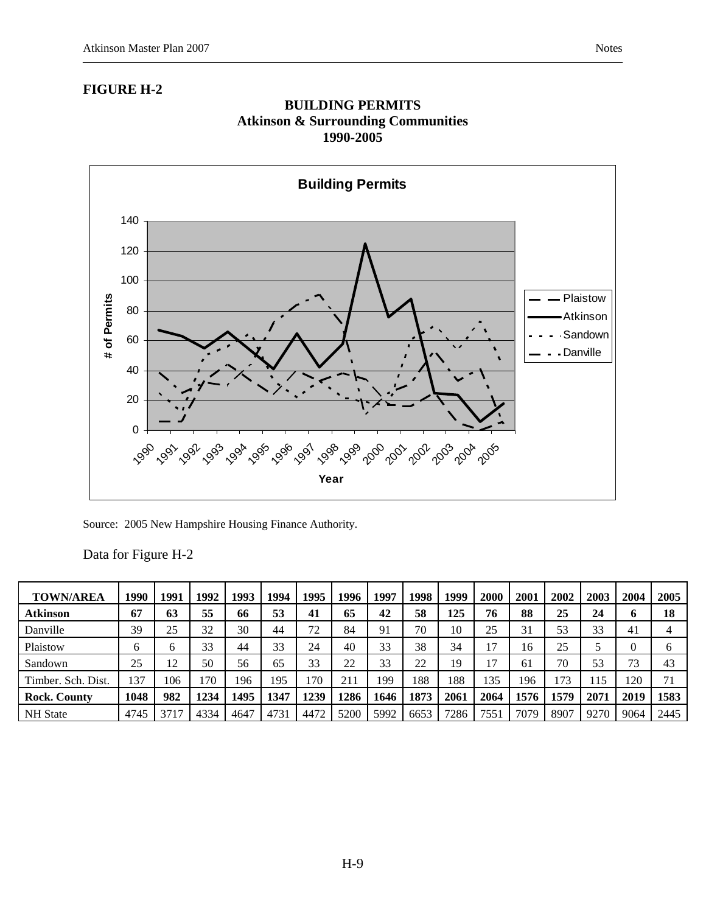**FIGURE H-2**

**BUILDING PERMITS**
**Atkinson & Surrounding Communities**
**1990-2005**

Source: 2005 New Hampshire Housing Finance Authority.

Data for Figure H-2

| TOWN/AREA | 1990 | 1991 | 1992 | 1993 | 1994 | 1995 | 1996 | 1997 | 1998 | 1999 | 2000 | 2001 | 2002 | 2003 | 2004 | 2005 |
|---|---|---|---|---|---|---|---|---|---|---|---|---|---|---|---|---|
| **Atkinson** | **67** | **63** | **55** | **66** | **53** | **41** | **65** | **42** | **58** | **125** | **76** | **88** | **25** | **24** | **6** | **18** |
| Danville | 39 | 25 | 32 | 30 | 44 | 72 | 84 | 91 | 70 | 10 | 25 | 31 | 53 | 33 | 41 | 4 |
| Plaistow | 6 | 6 | 33 | 44 | 33 | 24 | 40 | 33 | 38 | 34 | 17 | 16 | 25 | 5 | 0 | 6 |
| Sandown | 25 | 12 | 50 | 56 | 65 | 33 | 22 | 33 | 22 | 19 | 17 | 61 | 70 | 53 | 73 | 43 |
| Timber. Sch. Dist. | 137 | 106 | 170 | 196 | 195 | 170 | 211 | 199 | 188 | 188 | 135 | 196 | 173 | 115 | 120 | 71 |
| **Rock. County** | **1048** | **982** | **1234** | **1495** | **1347** | **1239** | **1286** | **1646** | **1873** | **2061** | **2064** | **1576** | **1579** | **2071** | **2019** | **1583** |
| NH State | 4745 | 3717 | 4334 | 4647 | 4731 | 4472 | 5200 | 5992 | 6653 | 7286 | 7551 | 7079 | 8907 | 9270 | 9064 | 2445 |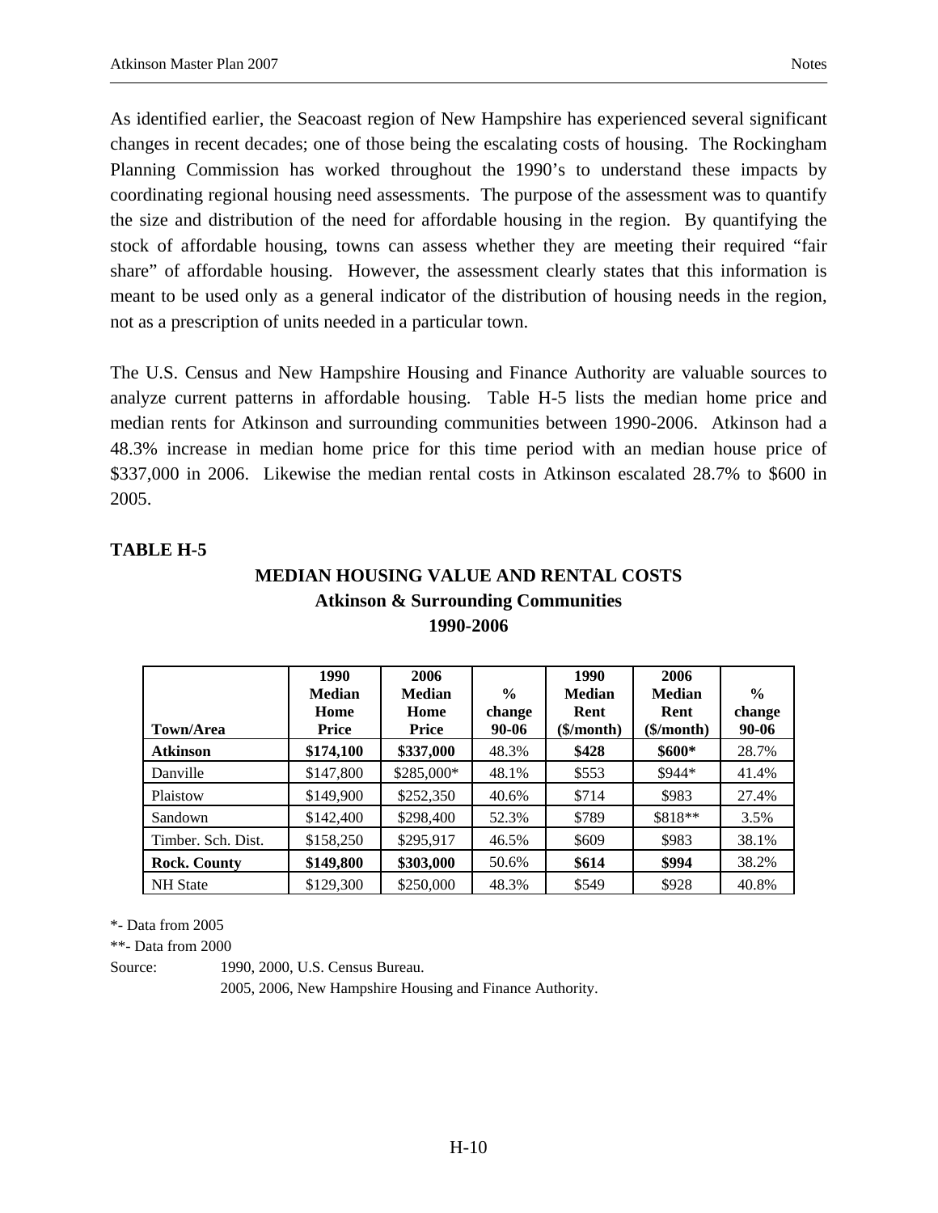As identified earlier, the Seacoast region of New Hampshire has experienced several significant changes in recent decades; one of those being the escalating costs of housing. The Rockingham Planning Commission has worked throughout the 1990's to understand these impacts by coordinating regional housing need assessments. The purpose of the assessment was to quantify the size and distribution of the need for affordable housing in the region. By quantifying the stock of affordable housing, towns can assess whether they are meeting their required "fair share" of affordable housing. However, the assessment clearly states that this information is meant to be used only as a general indicator of the distribution of housing needs in the region, not as a prescription of units needed in a particular town.

The U.S. Census and New Hampshire Housing and Finance Authority are valuable sources to analyze current patterns in affordable housing. Table H-5 lists the median home price and median rents for Atkinson and surrounding communities between 1990-2006. Atkinson had a 48.3% increase in median home price for this time period with an median house price of $337,000 in 2006. Likewise the median rental costs in Atkinson escalated 28.7% to $600 in 2005.

**TABLE H-5**

**MEDIAN HOUSING VALUE AND RENTAL COSTS**
**Atkinson & Surrounding Communities**
**1990-2006**

| Town/Area | 1990 Median Home Price | 2006 Median Home Price | % change 90-06 | 1990 Median Rent ($/month) | 2006 Median Rent ($/month) | % change 90-06 |
|---|---|---|---|---|---|---|
| **Atkinson** | **$174,100** | **$337,000** | 48.3% | **$428** | **$600*** | 28.7% |
| Danville | $147,800 | $285,000* | 48.1% | $553 | $944* | 41.4% |
| Plaistow | $149,900 | $252,350 | 40.6% | $714 | $983 | 27.4% |
| Sandown | $142,400 | $298,400 | 52.3% | $789 | $818** | 3.5% |
| Timber. Sch. Dist. | $158,250 | $295,917 | 46.5% | $609 | $983 | 38.1% |
| **Rock. County** | **$149,800** | **$303,000** | 50.6% | **$614** | **$994** | 38.2% |
| NH State | $129,300 | $250,000 | 48.3% | $549 | $928 | 40.8% |

*- Data from 2005

**- Data from 2000

Source: 1990, 2000, U.S. Census Bureau.
2005, 2006, New Hampshire Housing and Finance Authority.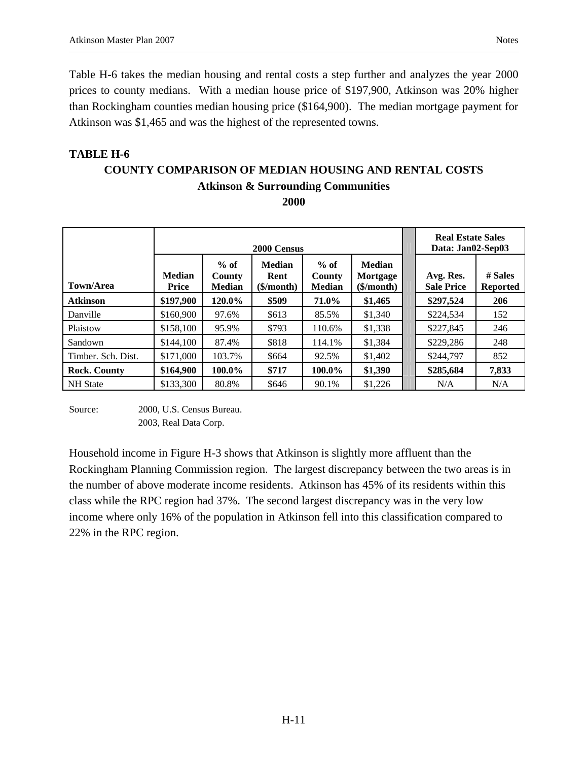Table H-6 takes the median housing and rental costs a step further and analyzes the year 2000 prices to county medians. With a median house price of $197,900, Atkinson was 20% higher than Rockingham counties median housing price ($164,900). The median mortgage payment for Atkinson was $1,465 and was the highest of the represented towns.

**TABLE H-6**

**COUNTY COMPARISON OF MEDIAN HOUSING AND RENTAL COSTS**
**Atkinson & Surrounding Communities**
**2000**

| | 2000 Census | | | | | Real Estate Sales Data: Jan02-Sep03 | |
|---|---|---|---|---|---|---|---|
| **Town/Area** | **Median Price** | **% of County Median** | **Median Rent ($/month)** | **% of County Median** | **Median Mortgage ($/month)** | **Avg. Res. Sale Price** | **# Sales Reported** |
| **Atkinson** | **$197,900** | **120.0%** | **$509** | **71.0%** | **$1,465** | **$297,524** | **206** |
| Danville | $160,900 | 97.6% | $613 | 85.5% | $1,340 | $224,534 | 152 |
| Plaistow | $158,100 | 95.9% | $793 | 110.6% | $1,338 | $227,845 | 246 |
| Sandown | $144,100 | 87.4% | $818 | 114.1% | $1,384 | $229,286 | 248 |
| Timber. Sch. Dist. | $171,000 | 103.7% | $664 | 92.5% | $1,402 | $244,797 | 852 |
| **Rock. County** | **$164,900** | **100.0%** | **$717** | **100.0%** | **$1,390** | **$285,684** | **7,833** |
| NH State | $133,300 | 80.8% | $646 | 90.1% | $1,226 | N/A | N/A |

Source: 2000, U.S. Census Bureau.
2003, Real Data Corp.

Household income in Figure H-3 shows that Atkinson is slightly more affluent than the Rockingham Planning Commission region. The largest discrepancy between the two areas is in the number of above moderate income residents. Atkinson has 45% of its residents within this class while the RPC region had 37%. The second largest discrepancy was in the very low income where only 16% of the population in Atkinson fell into this classification compared to 22% in the RPC region.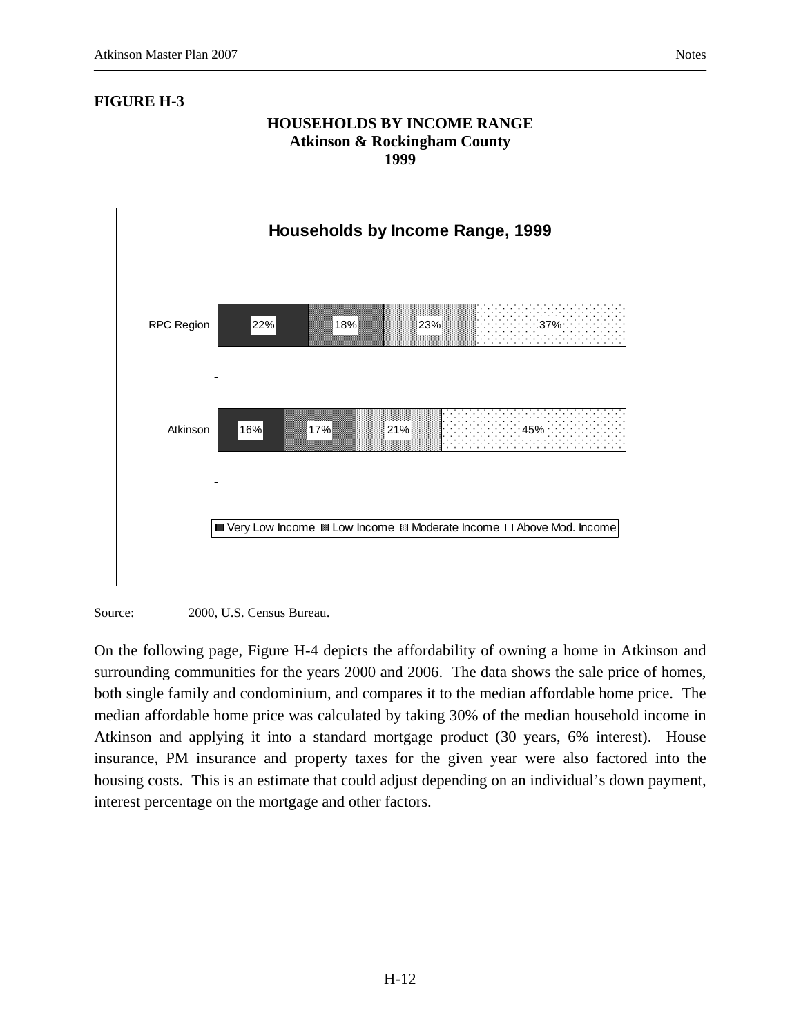**FIGURE H-3**

**HOUSEHOLDS BY INCOME RANGE**
**Atkinson & Rockingham County**
**1999**

**Households by Income Range, 1999**

| | Very Low Income | Low Income | Moderate Income | Above Mod. Income |
|---|---|---|---|---|
| RPC Region | 22% | 18% | 23% | 37% |
| Atkinson | 16% | 17% | 21% | 45% |

Source: 2000, U.S. Census Bureau.

On the following page, Figure H-4 depicts the affordability of owning a home in Atkinson and surrounding communities for the years 2000 and 2006. The data shows the sale price of homes, both single family and condominium, and compares it to the median affordable home price. The median affordable home price was calculated by taking 30% of the median household income in Atkinson and applying it into a standard mortgage product (30 years, 6% interest). House insurance, PM insurance and property taxes for the given year were also factored into the housing costs. This is an estimate that could adjust depending on an individual's down payment, interest percentage on the mortgage and other factors.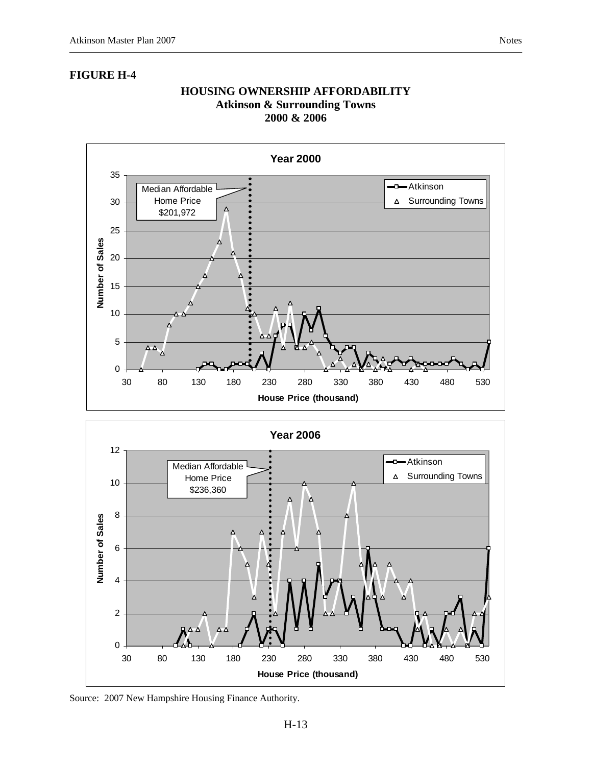**FIGURE H-4**

**HOUSING OWNERSHIP AFFORDABILITY**
**Atkinson & Surrounding Towns**
**2000 & 2006**

**Year 2000**

Median Affordable Home Price $201,972

Legend: Atkinson; Surrounding Towns

Number of Sales (y-axis: 0–35); House Price (thousand) (x-axis: 30–530)

**Year 2006**

Median Affordable Home Price $236,360

Legend: Atkinson; Surrounding Towns

Number of Sales (y-axis: 0–12); House Price (thousand) (x-axis: 30–530)

Source: 2007 New Hampshire Housing Finance Authority.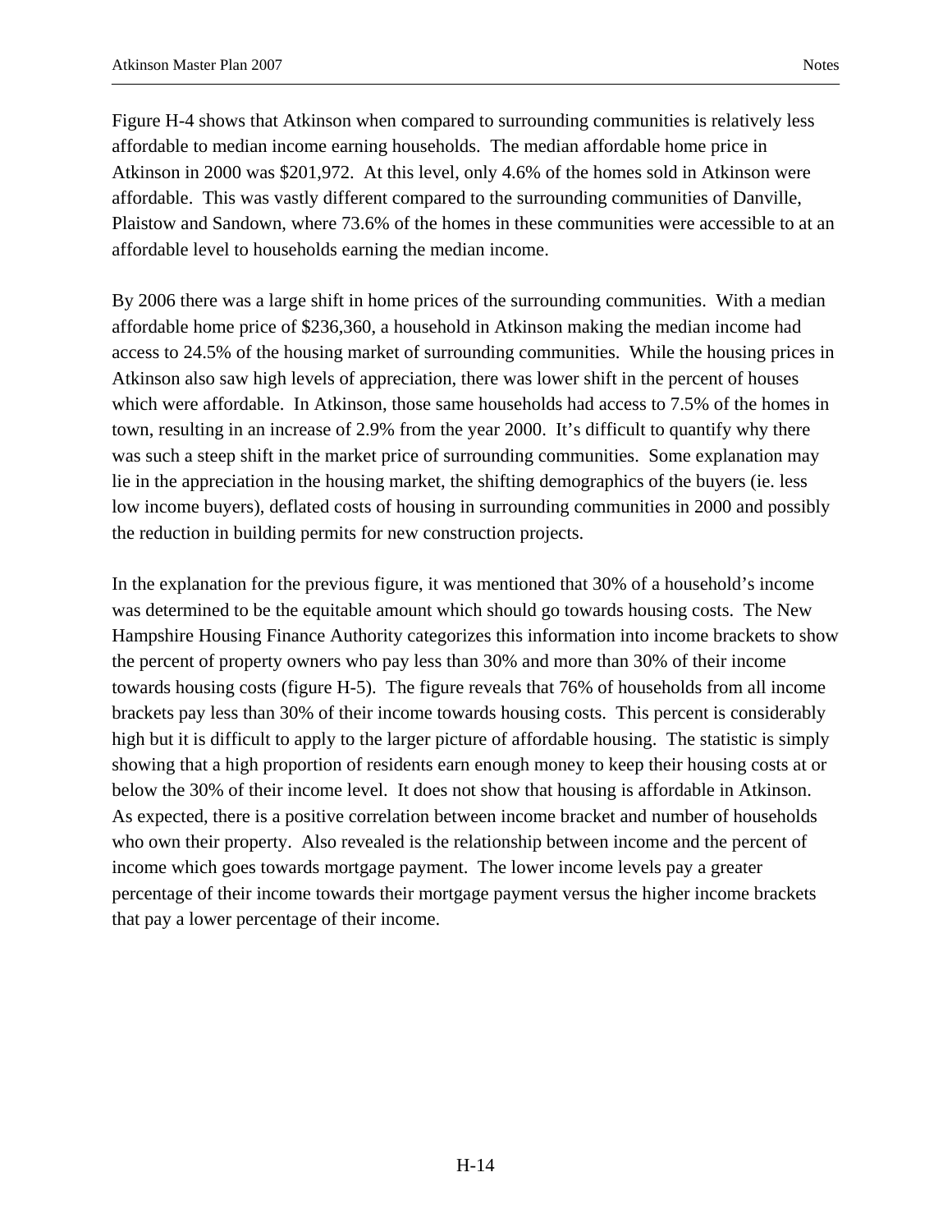Figure H-4 shows that Atkinson when compared to surrounding communities is relatively less affordable to median income earning households. The median affordable home price in Atkinson in 2000 was $201,972. At this level, only 4.6% of the homes sold in Atkinson were affordable. This was vastly different compared to the surrounding communities of Danville, Plaistow and Sandown, where 73.6% of the homes in these communities were accessible to at an affordable level to households earning the median income.

By 2006 there was a large shift in home prices of the surrounding communities. With a median affordable home price of $236,360, a household in Atkinson making the median income had access to 24.5% of the housing market of surrounding communities. While the housing prices in Atkinson also saw high levels of appreciation, there was lower shift in the percent of houses which were affordable. In Atkinson, those same households had access to 7.5% of the homes in town, resulting in an increase of 2.9% from the year 2000. It's difficult to quantify why there was such a steep shift in the market price of surrounding communities. Some explanation may lie in the appreciation in the housing market, the shifting demographics of the buyers (ie. less low income buyers), deflated costs of housing in surrounding communities in 2000 and possibly the reduction in building permits for new construction projects.

In the explanation for the previous figure, it was mentioned that 30% of a household's income was determined to be the equitable amount which should go towards housing costs. The New Hampshire Housing Finance Authority categorizes this information into income brackets to show the percent of property owners who pay less than 30% and more than 30% of their income towards housing costs (figure H-5). The figure reveals that 76% of households from all income brackets pay less than 30% of their income towards housing costs. This percent is considerably high but it is difficult to apply to the larger picture of affordable housing. The statistic is simply showing that a high proportion of residents earn enough money to keep their housing costs at or below the 30% of their income level. It does not show that housing is affordable in Atkinson. As expected, there is a positive correlation between income bracket and number of households who own their property. Also revealed is the relationship between income and the percent of income which goes towards mortgage payment. The lower income levels pay a greater percentage of their income towards their mortgage payment versus the higher income brackets that pay a lower percentage of their income.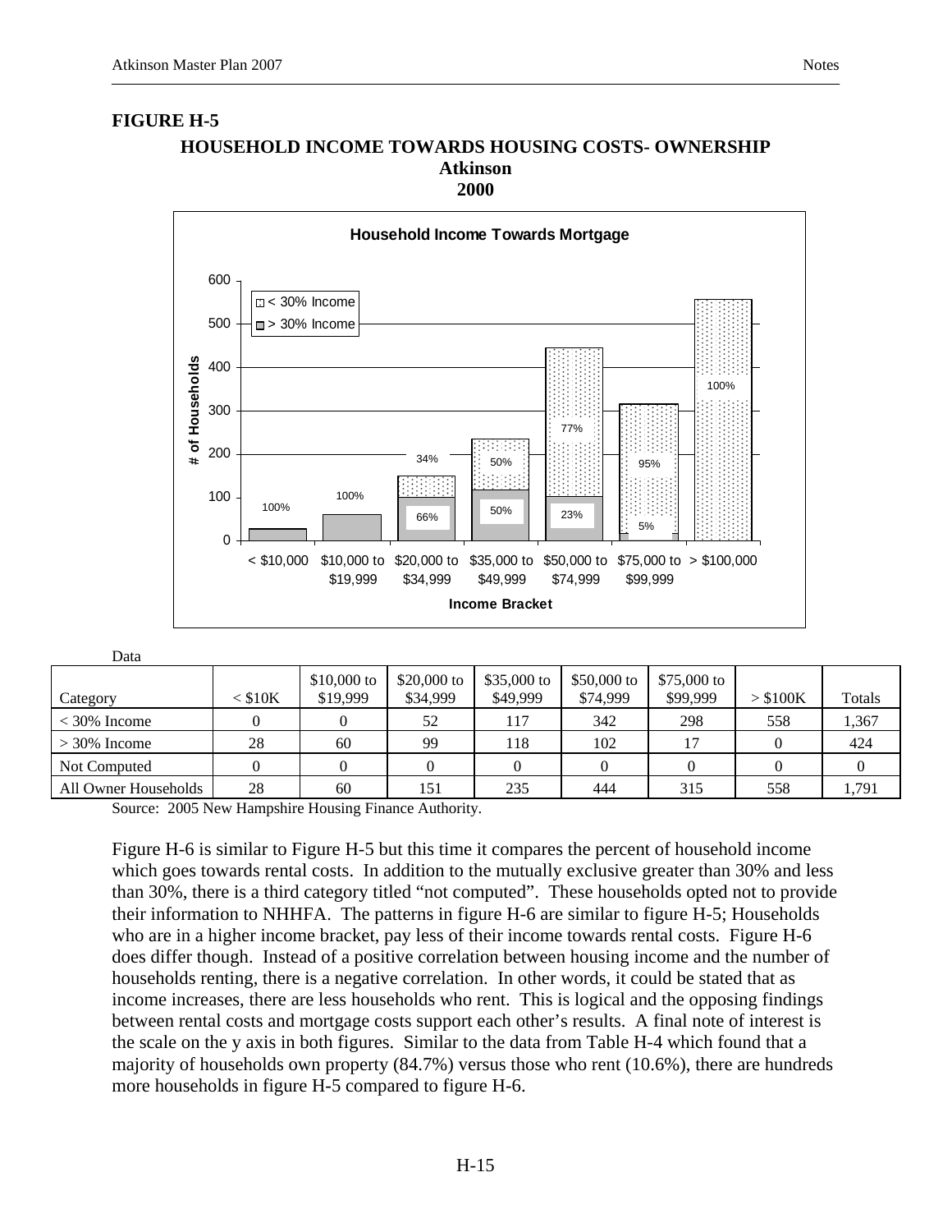**FIGURE H-5**

**HOUSEHOLD INCOME TOWARDS HOUSING COSTS- OWNERSHIP**
**Atkinson**
**2000**

Data

| Category | < $10K | $10,000 to $19,999 | $20,000 to $34,999 | $35,000 to $49,999 | $50,000 to $74,999 | $75,000 to $99,999 | > $100K | Totals |
|---|---|---|---|---|---|---|---|---|
| < 30% Income | 0 | 0 | 52 | 117 | 342 | 298 | 558 | 1,367 |
| > 30% Income | 28 | 60 | 99 | 118 | 102 | 17 | 0 | 424 |
| Not Computed | 0 | 0 | 0 | 0 | 0 | 0 | 0 | 0 |
| All Owner Households | 28 | 60 | 151 | 235 | 444 | 315 | 558 | 1,791 |

Source: 2005 New Hampshire Housing Finance Authority.

Figure H-6 is similar to Figure H-5 but this time it compares the percent of household income which goes towards rental costs. In addition to the mutually exclusive greater than 30% and less than 30%, there is a third category titled "not computed". These households opted not to provide their information to NHHFA. The patterns in figure H-6 are similar to figure H-5; Households who are in a higher income bracket, pay less of their income towards rental costs. Figure H-6 does differ though. Instead of a positive correlation between housing income and the number of households renting, there is a negative correlation. In other words, it could be stated that as income increases, there are less households who rent. This is logical and the opposing findings between rental costs and mortgage costs support each other's results. A final note of interest is the scale on the y axis in both figures. Similar to the data from Table H-4 which found that a majority of households own property (84.7%) versus those who rent (10.6%), there are hundreds more households in figure H-5 compared to figure H-6.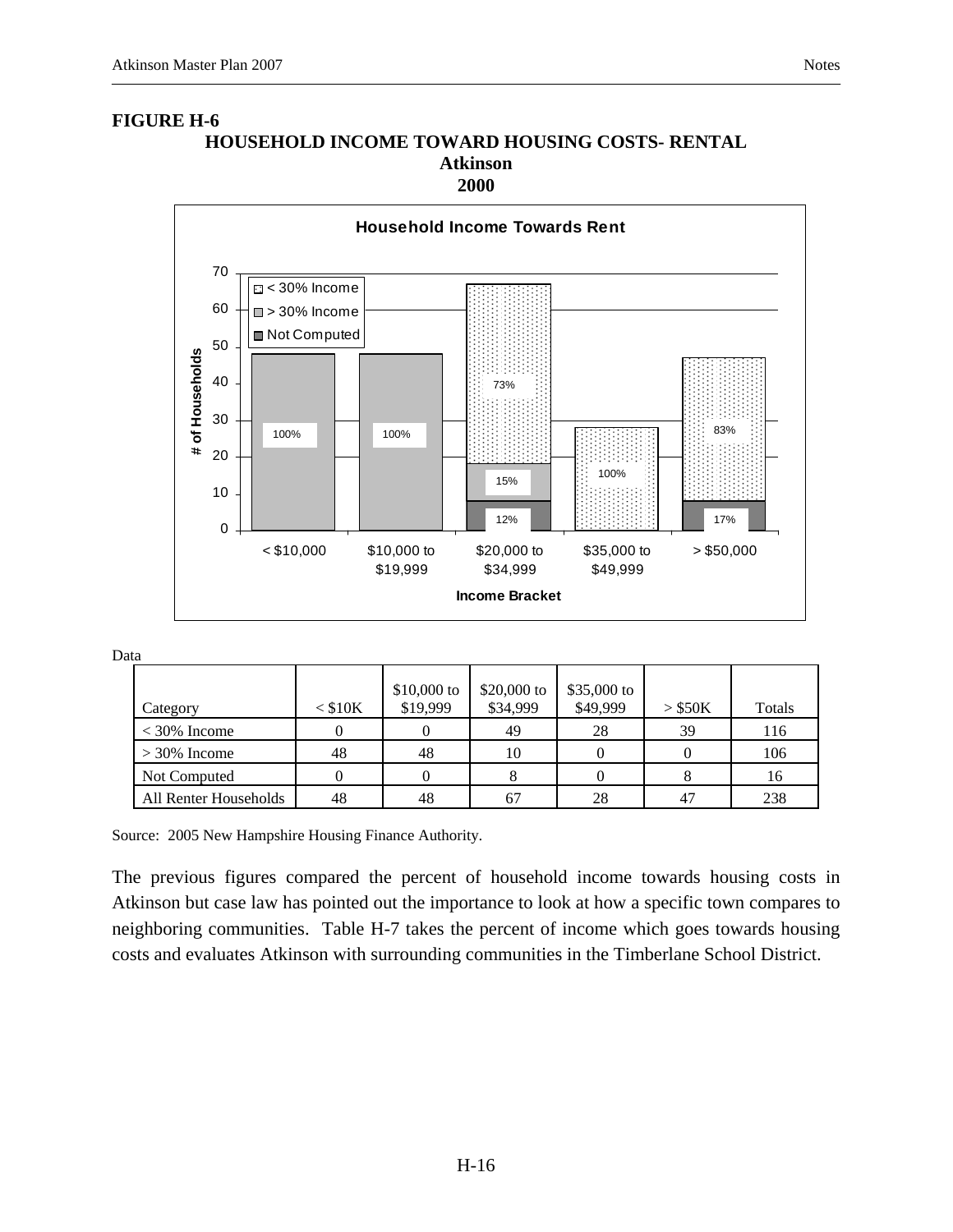**FIGURE H-6**

**HOUSEHOLD INCOME TOWARD HOUSING COSTS- RENTAL**
**Atkinson**
**2000**

Data

| Category | < $10K | $10,000 to $19,999 | $20,000 to $34,999 | $35,000 to $49,999 | > $50K | Totals |
|---|---|---|---|---|---|---|
| < 30% Income | 0 | 0 | 49 | 28 | 39 | 116 |
| > 30% Income | 48 | 48 | 10 | 0 | 0 | 106 |
| Not Computed | 0 | 0 | 8 | 0 | 8 | 16 |
| All Renter Households | 48 | 48 | 67 | 28 | 47 | 238 |

Source: 2005 New Hampshire Housing Finance Authority.

The previous figures compared the percent of household income towards housing costs in Atkinson but case law has pointed out the importance to look at how a specific town compares to neighboring communities. Table H-7 takes the percent of income which goes towards housing costs and evaluates Atkinson with surrounding communities in the Timberlane School District.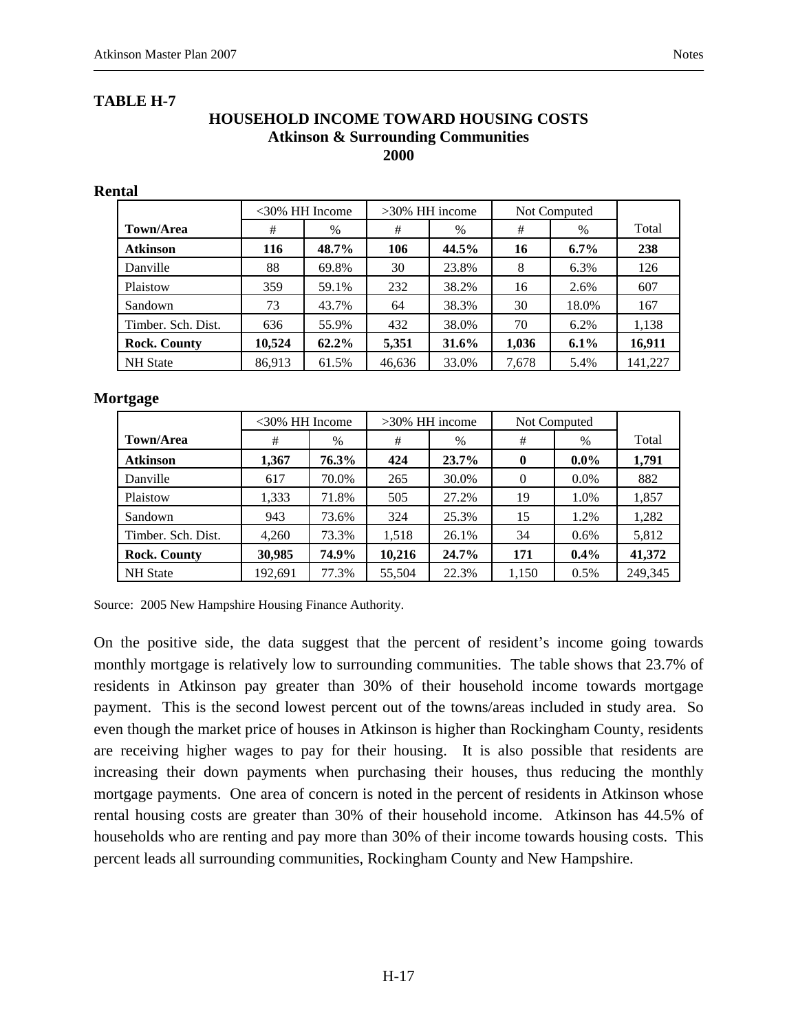**TABLE H-7**

### HOUSEHOLD INCOME TOWARD HOUSING COSTS
### Atkinson & Surrounding Communities
### 2000

**Rental**

| | <30% HH Income | | >30% HH income | | Not Computed | | |
|---|---|---|---|---|---|---|---|
| **Town/Area** | # | % | # | % | # | % | Total |
| **Atkinson** | **116** | **48.7%** | **106** | **44.5%** | **16** | **6.7%** | **238** |
| Danville | 88 | 69.8% | 30 | 23.8% | 8 | 6.3% | 126 |
| Plaistow | 359 | 59.1% | 232 | 38.2% | 16 | 2.6% | 607 |
| Sandown | 73 | 43.7% | 64 | 38.3% | 30 | 18.0% | 167 |
| Timber. Sch. Dist. | 636 | 55.9% | 432 | 38.0% | 70 | 6.2% | 1,138 |
| **Rock. County** | **10,524** | **62.2%** | **5,351** | **31.6%** | **1,036** | **6.1%** | **16,911** |
| NH State | 86,913 | 61.5% | 46,636 | 33.0% | 7,678 | 5.4% | 141,227 |

**Mortgage**

| | <30% HH Income | | >30% HH income | | Not Computed | | |
|---|---|---|---|---|---|---|---|
| **Town/Area** | # | % | # | % | # | % | Total |
| **Atkinson** | **1,367** | **76.3%** | **424** | **23.7%** | **0** | **0.0%** | **1,791** |
| Danville | 617 | 70.0% | 265 | 30.0% | 0 | 0.0% | 882 |
| Plaistow | 1,333 | 71.8% | 505 | 27.2% | 19 | 1.0% | 1,857 |
| Sandown | 943 | 73.6% | 324 | 25.3% | 15 | 1.2% | 1,282 |
| Timber. Sch. Dist. | 4,260 | 73.3% | 1,518 | 26.1% | 34 | 0.6% | 5,812 |
| **Rock. County** | **30,985** | **74.9%** | **10,216** | **24.7%** | **171** | **0.4%** | **41,372** |
| NH State | 192,691 | 77.3% | 55,504 | 22.3% | 1,150 | 0.5% | 249,345 |

Source: 2005 New Hampshire Housing Finance Authority.

On the positive side, the data suggest that the percent of resident's income going towards monthly mortgage is relatively low to surrounding communities. The table shows that 23.7% of residents in Atkinson pay greater than 30% of their household income towards mortgage payment. This is the second lowest percent out of the towns/areas included in study area. So even though the market price of houses in Atkinson is higher than Rockingham County, residents are receiving higher wages to pay for their housing. It is also possible that residents are increasing their down payments when purchasing their houses, thus reducing the monthly mortgage payments. One area of concern is noted in the percent of residents in Atkinson whose rental housing costs are greater than 30% of their household income. Atkinson has 44.5% of households who are renting and pay more than 30% of their income towards housing costs. This percent leads all surrounding communities, Rockingham County and New Hampshire.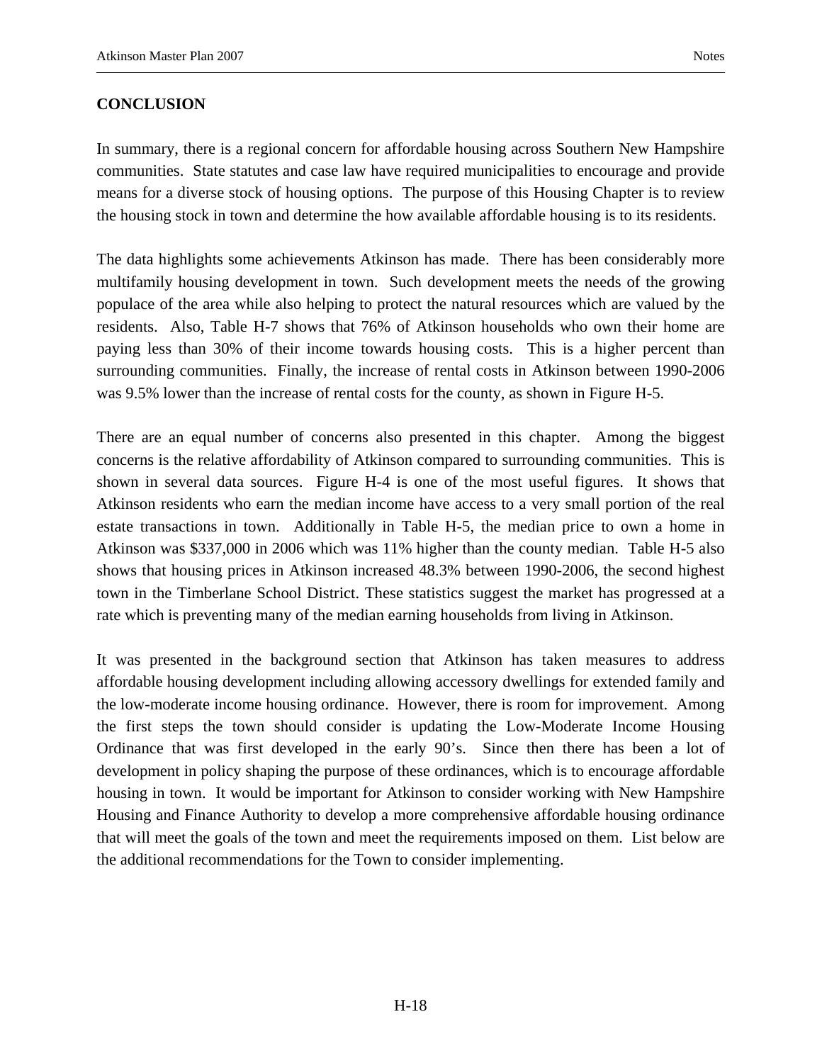## CONCLUSION

In summary, there is a regional concern for affordable housing across Southern New Hampshire communities. State statutes and case law have required municipalities to encourage and provide means for a diverse stock of housing options. The purpose of this Housing Chapter is to review the housing stock in town and determine the how available affordable housing is to its residents.

The data highlights some achievements Atkinson has made. There has been considerably more multifamily housing development in town. Such development meets the needs of the growing populace of the area while also helping to protect the natural resources which are valued by the residents. Also, Table H-7 shows that 76% of Atkinson households who own their home are paying less than 30% of their income towards housing costs. This is a higher percent than surrounding communities. Finally, the increase of rental costs in Atkinson between 1990-2006 was 9.5% lower than the increase of rental costs for the county, as shown in Figure H-5.

There are an equal number of concerns also presented in this chapter. Among the biggest concerns is the relative affordability of Atkinson compared to surrounding communities. This is shown in several data sources. Figure H-4 is one of the most useful figures. It shows that Atkinson residents who earn the median income have access to a very small portion of the real estate transactions in town. Additionally in Table H-5, the median price to own a home in Atkinson was $337,000 in 2006 which was 11% higher than the county median. Table H-5 also shows that housing prices in Atkinson increased 48.3% between 1990-2006, the second highest town in the Timberlane School District. These statistics suggest the market has progressed at a rate which is preventing many of the median earning households from living in Atkinson.

It was presented in the background section that Atkinson has taken measures to address affordable housing development including allowing accessory dwellings for extended family and the low-moderate income housing ordinance. However, there is room for improvement. Among the first steps the town should consider is updating the Low-Moderate Income Housing Ordinance that was first developed in the early 90's. Since then there has been a lot of development in policy shaping the purpose of these ordinances, which is to encourage affordable housing in town. It would be important for Atkinson to consider working with New Hampshire Housing and Finance Authority to develop a more comprehensive affordable housing ordinance that will meet the goals of the town and meet the requirements imposed on them. List below are the additional recommendations for the Town to consider implementing.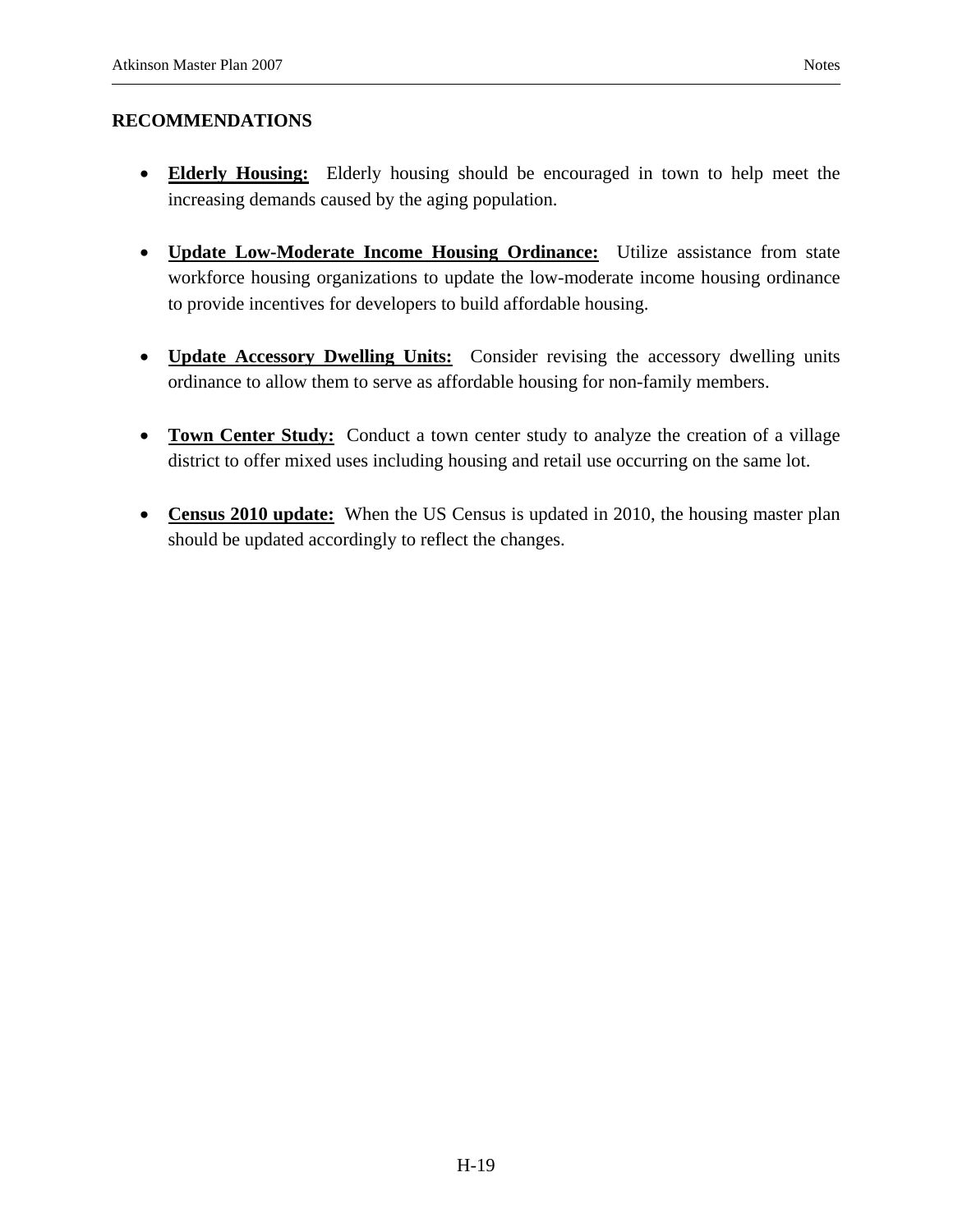## RECOMMENDATIONS

- **Elderly Housing:** Elderly housing should be encouraged in town to help meet the increasing demands caused by the aging population.

- **Update Low-Moderate Income Housing Ordinance:** Utilize assistance from state workforce housing organizations to update the low-moderate income housing ordinance to provide incentives for developers to build affordable housing.

- **Update Accessory Dwelling Units:** Consider revising the accessory dwelling units ordinance to allow them to serve as affordable housing for non-family members.

- **Town Center Study:** Conduct a town center study to analyze the creation of a village district to offer mixed uses including housing and retail use occurring on the same lot.

- **Census 2010 update:** When the US Census is updated in 2010, the housing master plan should be updated accordingly to reflect the changes.